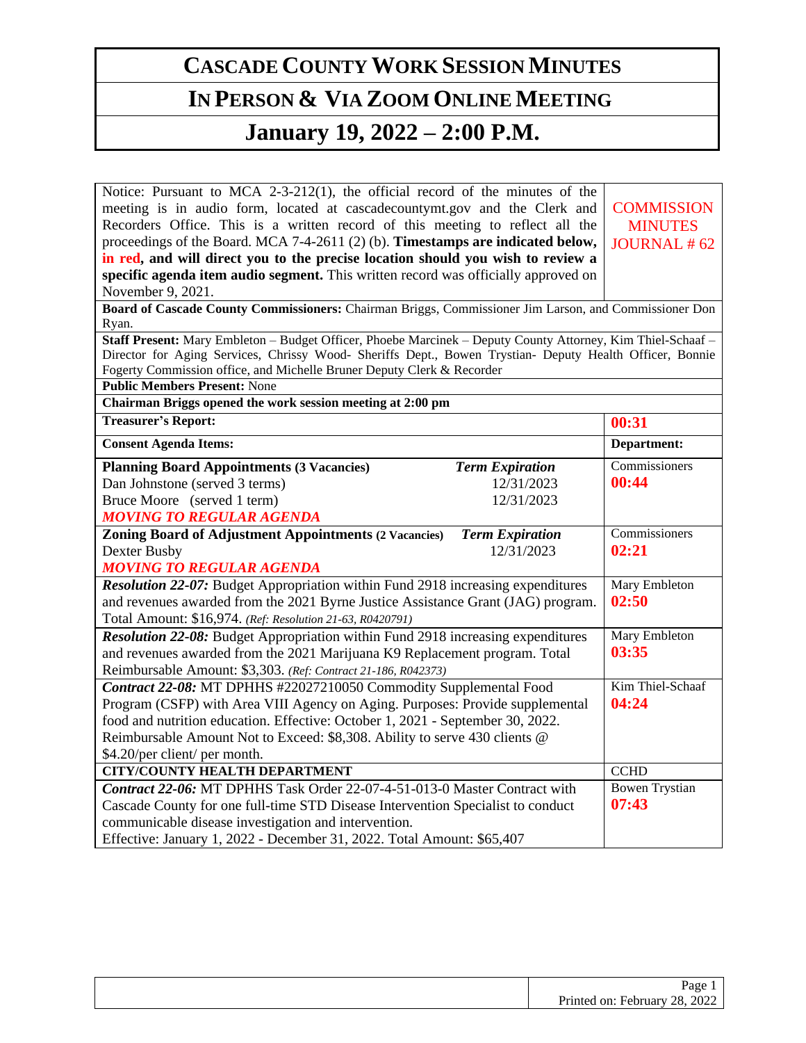# CASCADE COUNTY WORK SESSION MINUTES

## IN PERSON & VIA ZOOM ONLINE MEETING

## January 19, 2022 – 2:00 P.M.

| Notice: Pursuant to MCA 2-3-212(1), the official record of the minutes of the meeting is in audio form, located at cascadecountymt.gov and the Clerk and Recorders Office. This is a written record of this meeting to reflect all the proceedings of the Board. MCA 7-4-2611 (2) (b). **Timestamps are indicated below, in red, and will direct you to the precise location should you wish to review a specific agenda item audio segment.** This written record was officially approved on November 9, 2021. | COMMISSION MINUTES JOURNAL # 62 |
|---|---|
| **Board of Cascade County Commissioners:** Chairman Briggs, Commissioner Jim Larson, and Commissioner Don Ryan. | |
| **Staff Present:** Mary Embleton – Budget Officer, Phoebe Marcinek – Deputy County Attorney, Kim Thiel-Schaaf – Director for Aging Services, Chrissy Wood- Sheriffs Dept., Bowen Trystian- Deputy Health Officer, Bonnie Fogerty Commission office, and Michelle Bruner Deputy Clerk & Recorder | |
| **Public Members Present:** None | |
| **Chairman Briggs opened the work session meeting at 2:00 pm** | |
| **Treasurer's Report:** | **00:31** |
| **Consent Agenda Items:** | **Department:** |
| **Planning Board Appointments (3 Vacancies)** — ***Term Expiration***<br>Dan Johnstone (served 3 terms) 12/31/2023<br>Bruce Moore (served 1 term) 12/31/2023<br>***MOVING TO REGULAR AGENDA*** | Commissioners<br>**00:44** |
| **Zoning Board of Adjustment Appointments (2 Vacancies)** — ***Term Expiration***<br>Dexter Busby 12/31/2023<br>***MOVING TO REGULAR AGENDA*** | Commissioners<br>**02:21** |
| ***Resolution 22-07:*** Budget Appropriation within Fund 2918 increasing expenditures and revenues awarded from the 2021 Byrne Justice Assistance Grant (JAG) program. Total Amount: $16,974. *(Ref: Resolution 21-63, R0420791)* | Mary Embleton<br>**02:50** |
| ***Resolution 22-08:*** Budget Appropriation within Fund 2918 increasing expenditures and revenues awarded from the 2021 Marijuana K9 Replacement program. Total Reimbursable Amount: $3,303. *(Ref: Contract 21-186, R042373)* | Mary Embleton<br>**03:35** |
| ***Contract 22-08:*** MT DPHHS #22027210050 Commodity Supplemental Food Program (CSFP) with Area VIII Agency on Aging. Purposes: Provide supplemental food and nutrition education. Effective: October 1, 2021 - September 30, 2022. Reimbursable Amount Not to Exceed: $8,308. Ability to serve 430 clients @ $4.20/per client/ per month. | Kim Thiel-Schaaf<br>**04:24** |
| **CITY/COUNTY HEALTH DEPARTMENT** | CCHD |
| ***Contract 22-06:*** MT DPHHS Task Order 22-07-4-51-013-0 Master Contract with Cascade County for one full-time STD Disease Intervention Specialist to conduct communicable disease investigation and intervention. Effective: January 1, 2022 - December 31, 2022. Total Amount: $65,407 | Bowen Trystian<br>**07:43** |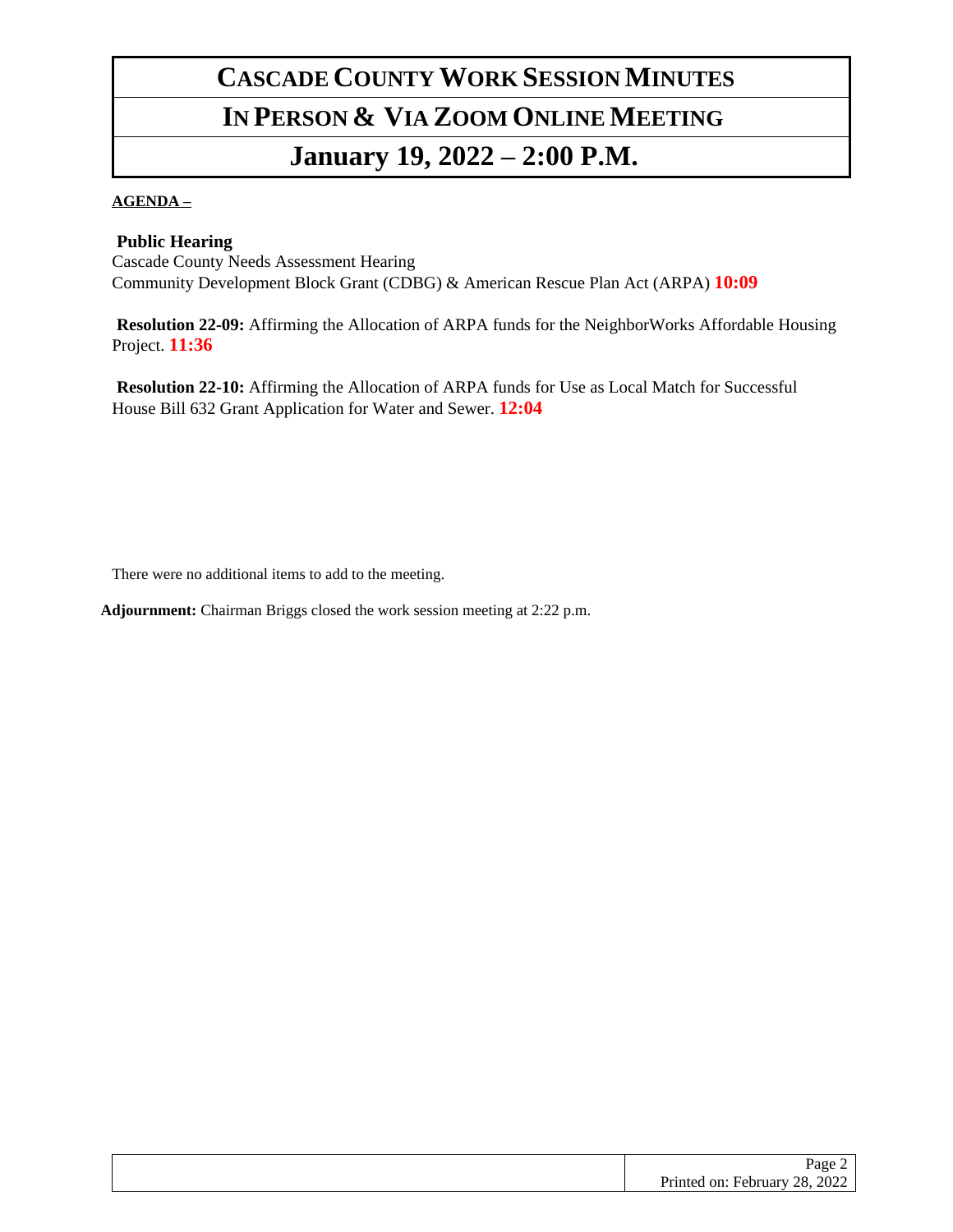# CASCADE COUNTY WORK SESSION MINUTES

## IN PERSON & VIA ZOOM ONLINE MEETING

## January 19, 2022 – 2:00 P.M.

**AGENDA –**

**Public Hearing**
Cascade County Needs Assessment Hearing
Community Development Block Grant (CDBG) & American Rescue Plan Act (ARPA) **10:09**

**Resolution 22-09:** Affirming the Allocation of ARPA funds for the NeighborWorks Affordable Housing Project. **11:36**

**Resolution 22-10:** Affirming the Allocation of ARPA funds for Use as Local Match for Successful House Bill 632 Grant Application for Water and Sewer. **12:04**

There were no additional items to add to the meeting.

**Adjournment:** Chairman Briggs closed the work session meeting at 2:22 p.m.

Printed on: February 28, 2022